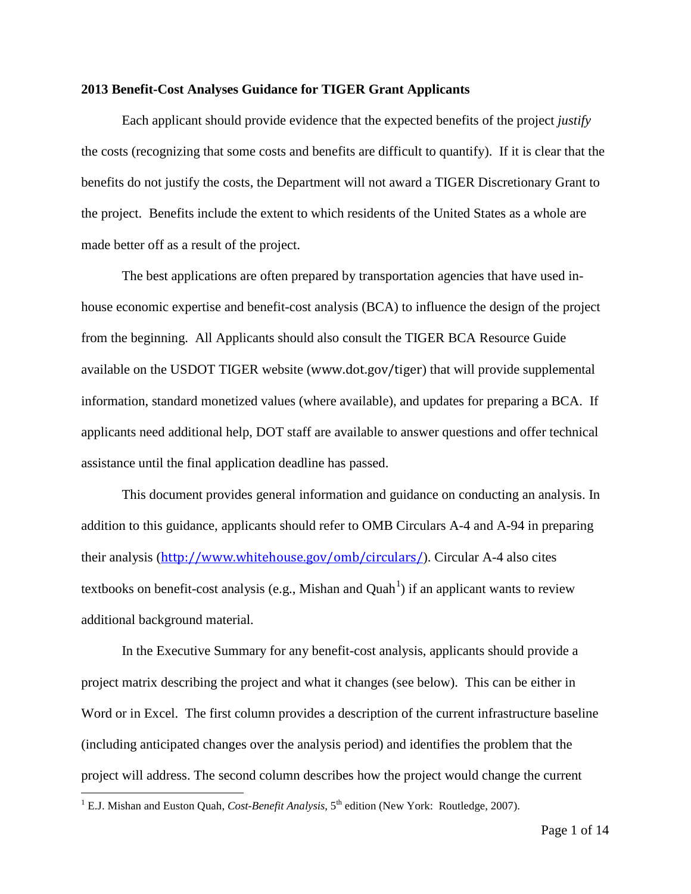**2013 Benefit-Cost Analyses Guidance for TIGER Grant Applicants**

Each applicant should provide evidence that the expected benefits of the project *justify* the costs (recognizing that some costs and benefits are difficult to quantify). If it is clear that the benefits do not justify the costs, the Department will not award a TIGER Discretionary Grant to the project. Benefits include the extent to which residents of the United States as a whole are made better off as a result of the project.

The best applications are often prepared by transportation agencies that have used in-house economic expertise and benefit-cost analysis (BCA) to influence the design of the project from the beginning. All Applicants should also consult the TIGER BCA Resource Guide available on the USDOT TIGER website (www.dot.gov/tiger) that will provide supplemental information, standard monetized values (where available), and updates for preparing a BCA. If applicants need additional help, DOT staff are available to answer questions and offer technical assistance until the final application deadline has passed.

This document provides general information and guidance on conducting an analysis. In addition to this guidance, applicants should refer to OMB Circulars A-4 and A-94 in preparing their analysis (http://www.whitehouse.gov/omb/circulars/). Circular A-4 also cites textbooks on benefit-cost analysis (e.g., Mishan and Quah[1]) if an applicant wants to review additional background material.

In the Executive Summary for any benefit-cost analysis, applicants should provide a project matrix describing the project and what it changes (see below). This can be either in Word or in Excel. The first column provides a description of the current infrastructure baseline (including anticipated changes over the analysis period) and identifies the problem that the project will address. The second column describes how the project would change the current

[1] E.J. Mishan and Euston Quah, *Cost-Benefit Analysis*, 5th edition (New York: Routledge, 2007).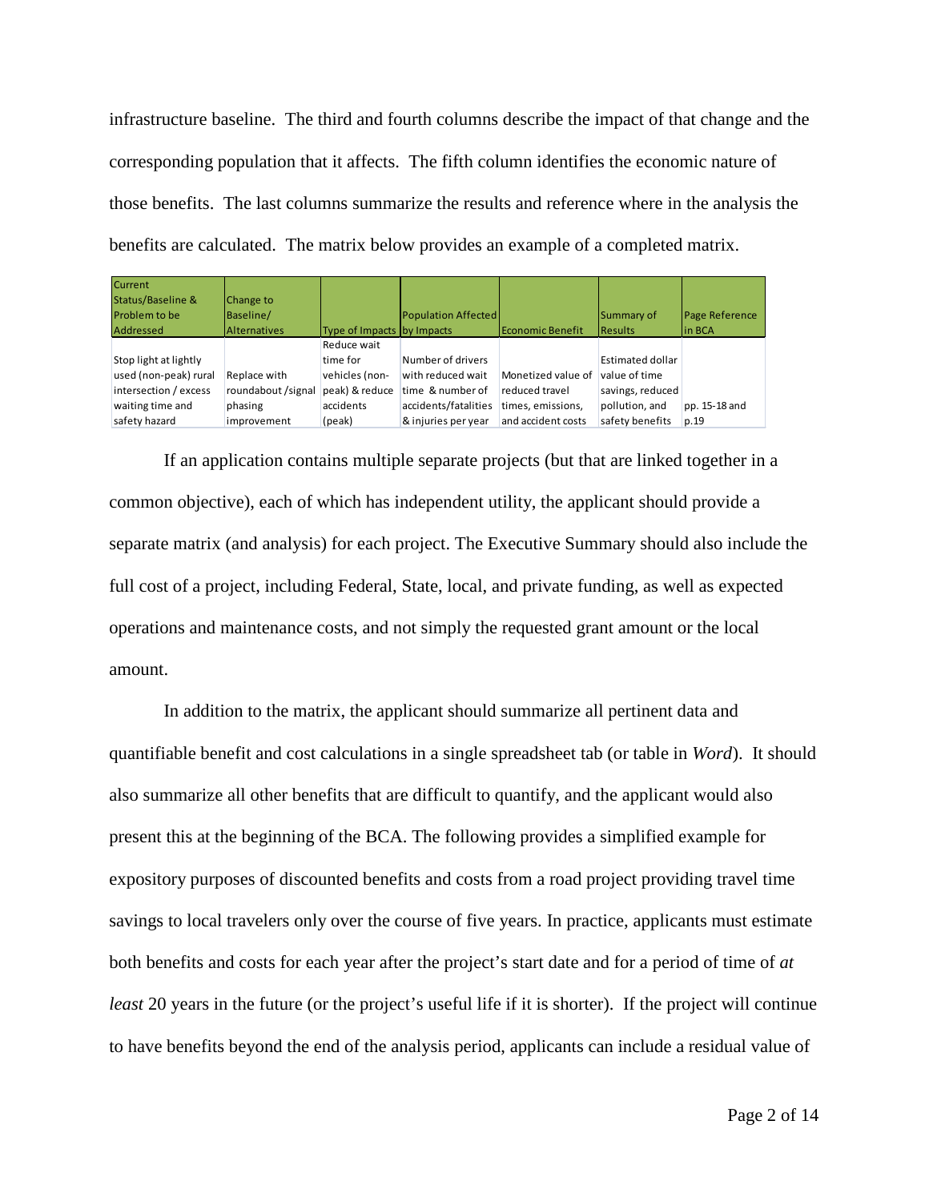infrastructure baseline. The third and fourth columns describe the impact of that change and the corresponding population that it affects. The fifth column identifies the economic nature of those benefits. The last columns summarize the results and reference where in the analysis the benefits are calculated. The matrix below provides an example of a completed matrix.

| Current Status/Baseline & Problem to be Addressed | Change to Baseline/ Alternatives | Type of Impacts | Population Affected by Impacts | Economic Benefit | Summary of Results | Page Reference in BCA |
|---|---|---|---|---|---|---|
| Stop light at lightly used (non-peak) rural intersection / excess waiting time and safety hazard | Replace with roundabout /signal phasing improvement | Reduce wait time for vehicles (non-peak) & reduce accidents (peak) | Number of drivers with reduced wait time & number of accidents/fatalities & injuries per year | Monetized value of reduced travel times, emissions, and accident costs | Estimated dollar value of time savings, reduced pollution, and safety benefits | pp. 15-18 and p.19 |

If an application contains multiple separate projects (but that are linked together in a common objective), each of which has independent utility, the applicant should provide a separate matrix (and analysis) for each project. The Executive Summary should also include the full cost of a project, including Federal, State, local, and private funding, as well as expected operations and maintenance costs, and not simply the requested grant amount or the local amount.

In addition to the matrix, the applicant should summarize all pertinent data and quantifiable benefit and cost calculations in a single spreadsheet tab (or table in *Word*). It should also summarize all other benefits that are difficult to quantify, and the applicant would also present this at the beginning of the BCA. The following provides a simplified example for expository purposes of discounted benefits and costs from a road project providing travel time savings to local travelers only over the course of five years. In practice, applicants must estimate both benefits and costs for each year after the project's start date and for a period of time of *at least* 20 years in the future (or the project's useful life if it is shorter). If the project will continue to have benefits beyond the end of the analysis period, applicants can include a residual value of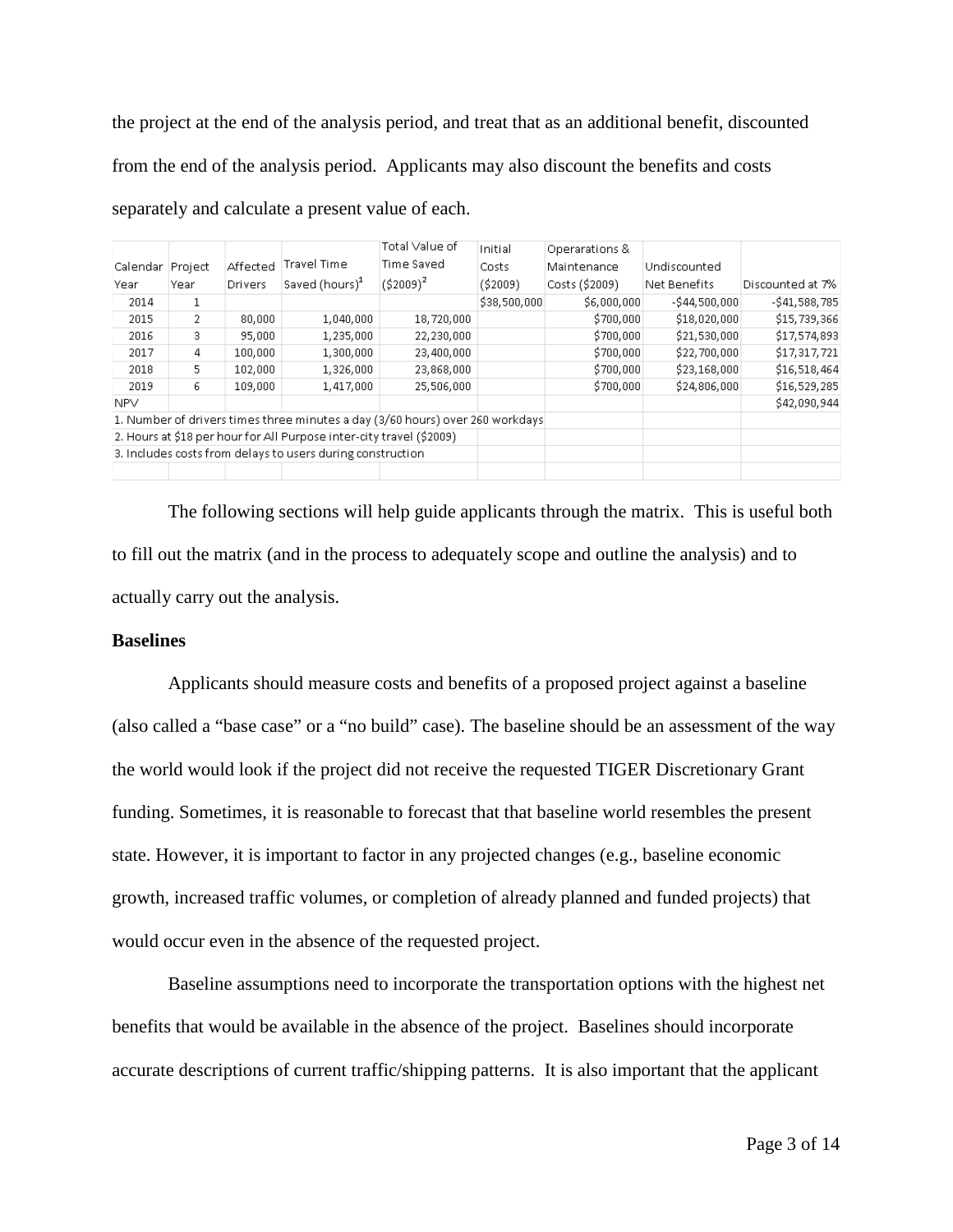the project at the end of the analysis period, and treat that as an additional benefit, discounted from the end of the analysis period. Applicants may also discount the benefits and costs separately and calculate a present value of each.

| Calendar Year | Project Year | Affected Drivers | Travel Time Saved (hours)[1] | Total Value of Time Saved ($2009)[2] | Initial Costs ($2009) | Operarations & Maintenance Costs ($2009) | Undiscounted Net Benefits | Discounted at 7% |
|---|---|---|---|---|---|---|---|---|
| 2014 | 1 | | | | $38,500,000 | $6,000,000 | -$44,500,000 | -$41,588,785 |
| 2015 | 2 | 80,000 | 1,040,000 | 18,720,000 | | $700,000 | $18,020,000 | $15,739,366 |
| 2016 | 3 | 95,000 | 1,235,000 | 22,230,000 | | $700,000 | $21,530,000 | $17,574,893 |
| 2017 | 4 | 100,000 | 1,300,000 | 23,400,000 | | $700,000 | $22,700,000 | $17,317,721 |
| 2018 | 5 | 102,000 | 1,326,000 | 23,868,000 | | $700,000 | $23,168,000 | $16,518,464 |
| 2019 | 6 | 109,000 | 1,417,000 | 25,506,000 | | $700,000 | $24,806,000 | $16,529,285 |
| NPV | | | | | | | | $42,090,944 |

1. Number of drivers times three minutes a day (3/60 hours) over 260 workdays
2. Hours at $18 per hour for All Purpose inter-city travel ($2009)
3. Includes costs from delays to users during construction

The following sections will help guide applicants through the matrix. This is useful both to fill out the matrix (and in the process to adequately scope and outline the analysis) and to actually carry out the analysis.

**Baselines**

Applicants should measure costs and benefits of a proposed project against a baseline (also called a "base case" or a "no build" case). The baseline should be an assessment of the way the world would look if the project did not receive the requested TIGER Discretionary Grant funding. Sometimes, it is reasonable to forecast that that baseline world resembles the present state. However, it is important to factor in any projected changes (e.g., baseline economic growth, increased traffic volumes, or completion of already planned and funded projects) that would occur even in the absence of the requested project.

Baseline assumptions need to incorporate the transportation options with the highest net benefits that would be available in the absence of the project. Baselines should incorporate accurate descriptions of current traffic/shipping patterns. It is also important that the applicant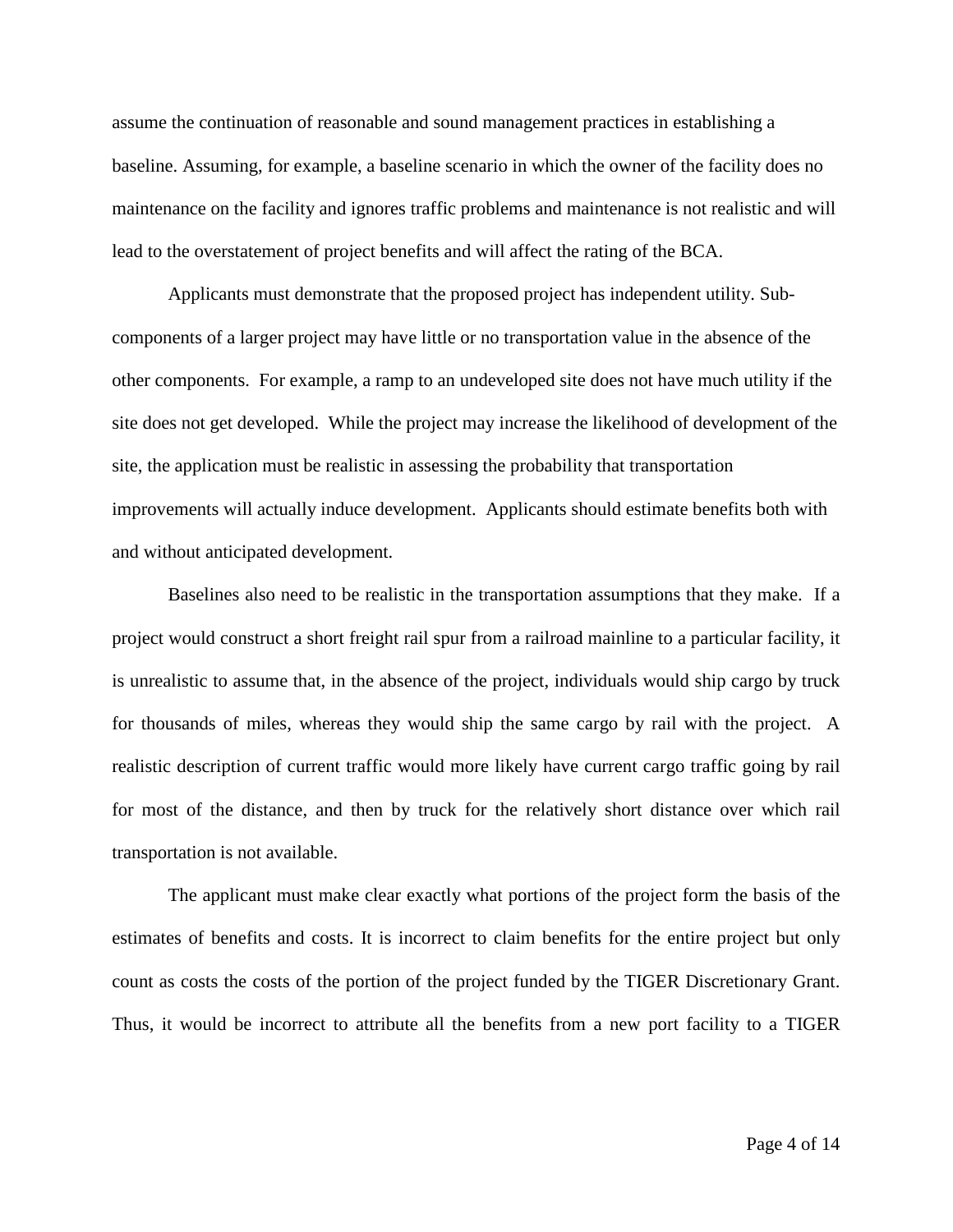assume the continuation of reasonable and sound management practices in establishing a baseline. Assuming, for example, a baseline scenario in which the owner of the facility does no maintenance on the facility and ignores traffic problems and maintenance is not realistic and will lead to the overstatement of project benefits and will affect the rating of the BCA.

Applicants must demonstrate that the proposed project has independent utility. Sub-components of a larger project may have little or no transportation value in the absence of the other components. For example, a ramp to an undeveloped site does not have much utility if the site does not get developed. While the project may increase the likelihood of development of the site, the application must be realistic in assessing the probability that transportation improvements will actually induce development. Applicants should estimate benefits both with and without anticipated development.

Baselines also need to be realistic in the transportation assumptions that they make. If a project would construct a short freight rail spur from a railroad mainline to a particular facility, it is unrealistic to assume that, in the absence of the project, individuals would ship cargo by truck for thousands of miles, whereas they would ship the same cargo by rail with the project. A realistic description of current traffic would more likely have current cargo traffic going by rail for most of the distance, and then by truck for the relatively short distance over which rail transportation is not available.

The applicant must make clear exactly what portions of the project form the basis of the estimates of benefits and costs. It is incorrect to claim benefits for the entire project but only count as costs the costs of the portion of the project funded by the TIGER Discretionary Grant. Thus, it would be incorrect to attribute all the benefits from a new port facility to a TIGER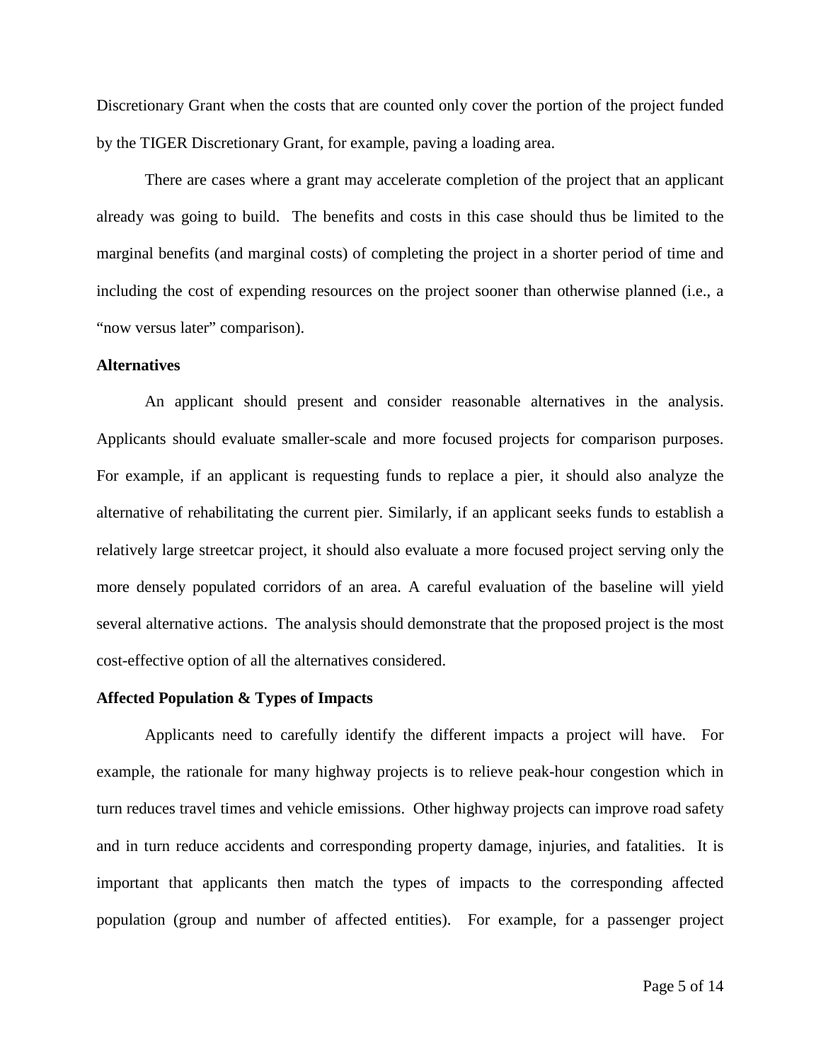Discretionary Grant when the costs that are counted only cover the portion of the project funded by the TIGER Discretionary Grant, for example, paving a loading area.

There are cases where a grant may accelerate completion of the project that an applicant already was going to build. The benefits and costs in this case should thus be limited to the marginal benefits (and marginal costs) of completing the project in a shorter period of time and including the cost of expending resources on the project sooner than otherwise planned (i.e., a "now versus later" comparison).

**Alternatives**

An applicant should present and consider reasonable alternatives in the analysis. Applicants should evaluate smaller-scale and more focused projects for comparison purposes. For example, if an applicant is requesting funds to replace a pier, it should also analyze the alternative of rehabilitating the current pier. Similarly, if an applicant seeks funds to establish a relatively large streetcar project, it should also evaluate a more focused project serving only the more densely populated corridors of an area. A careful evaluation of the baseline will yield several alternative actions. The analysis should demonstrate that the proposed project is the most cost-effective option of all the alternatives considered.

**Affected Population & Types of Impacts**

Applicants need to carefully identify the different impacts a project will have. For example, the rationale for many highway projects is to relieve peak-hour congestion which in turn reduces travel times and vehicle emissions. Other highway projects can improve road safety and in turn reduce accidents and corresponding property damage, injuries, and fatalities. It is important that applicants then match the types of impacts to the corresponding affected population (group and number of affected entities). For example, for a passenger project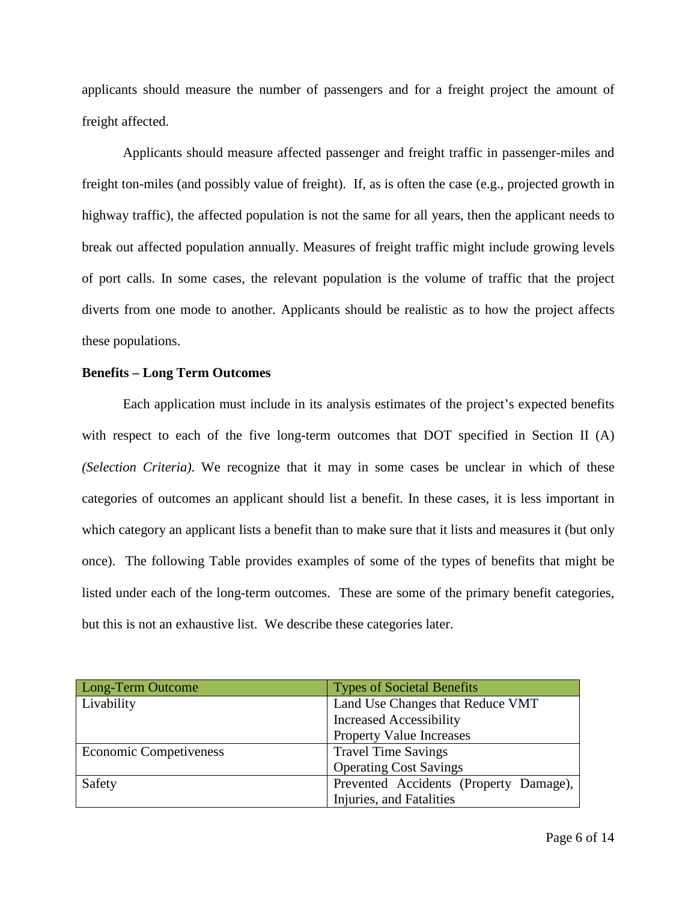applicants should measure the number of passengers and for a freight project the amount of freight affected.

Applicants should measure affected passenger and freight traffic in passenger-miles and freight ton-miles (and possibly value of freight). If, as is often the case (e.g., projected growth in highway traffic), the affected population is not the same for all years, then the applicant needs to break out affected population annually. Measures of freight traffic might include growing levels of port calls. In some cases, the relevant population is the volume of traffic that the project diverts from one mode to another. Applicants should be realistic as to how the project affects these populations.

**Benefits – Long Term Outcomes**

Each application must include in its analysis estimates of the project's expected benefits with respect to each of the five long-term outcomes that DOT specified in Section II (A) *(Selection Criteria)*. We recognize that it may in some cases be unclear in which of these categories of outcomes an applicant should list a benefit. In these cases, it is less important in which category an applicant lists a benefit than to make sure that it lists and measures it (but only once). The following Table provides examples of some of the types of benefits that might be listed under each of the long-term outcomes. These are some of the primary benefit categories, but this is not an exhaustive list. We describe these categories later.

| Long-Term Outcome | Types of Societal Benefits |
|---|---|
| Livability | Land Use Changes that Reduce VMT<br>Increased Accessibility<br>Property Value Increases |
| Economic Competiveness | Travel Time Savings<br>Operating Cost Savings |
| Safety | Prevented Accidents (Property Damage), Injuries, and Fatalities |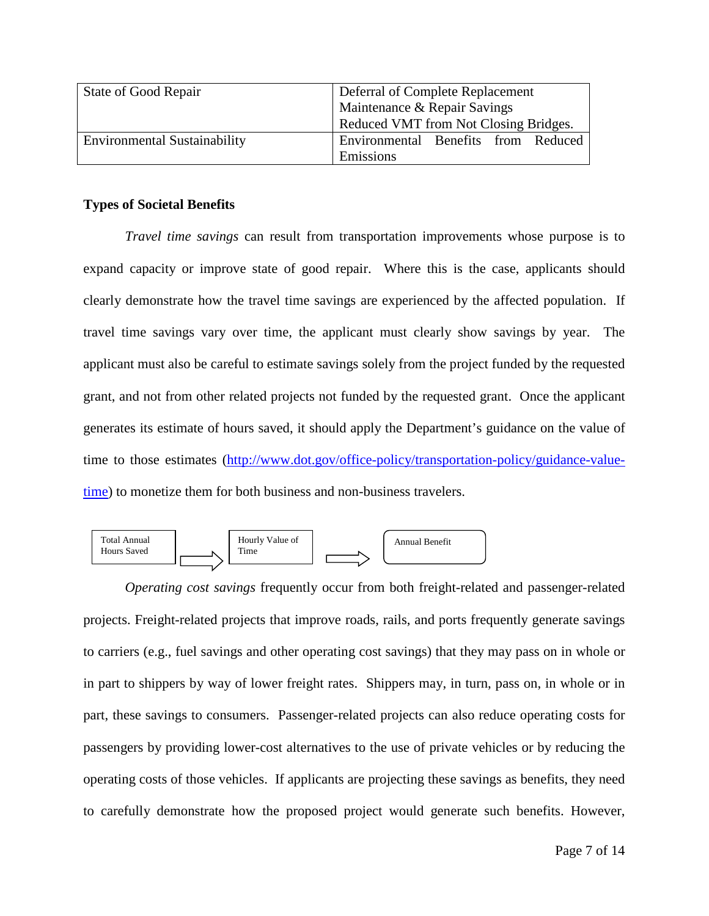| State of Good Repair | Deferral of Complete Replacement<br>Maintenance & Repair Savings<br>Reduced VMT from Not Closing Bridges. |
|---|---|
| Environmental Sustainability | Environmental Benefits from Reduced Emissions |

**Types of Societal Benefits**

*Travel time savings* can result from transportation improvements whose purpose is to expand capacity or improve state of good repair. Where this is the case, applicants should clearly demonstrate how the travel time savings are experienced by the affected population. If travel time savings vary over time, the applicant must clearly show savings by year. The applicant must also be careful to estimate savings solely from the project funded by the requested grant, and not from other related projects not funded by the requested grant. Once the applicant generates its estimate of hours saved, it should apply the Department's guidance on the value of time to those estimates (http://www.dot.gov/office-policy/transportation-policy/guidance-value-time) to monetize them for both business and non-business travelers.

Total Annual Hours Saved ⇒ Hourly Value of Time ⇒ Annual Benefit

*Operating cost savings* frequently occur from both freight-related and passenger-related projects. Freight-related projects that improve roads, rails, and ports frequently generate savings to carriers (e.g., fuel savings and other operating cost savings) that they may pass on in whole or in part to shippers by way of lower freight rates. Shippers may, in turn, pass on, in whole or in part, these savings to consumers. Passenger-related projects can also reduce operating costs for passengers by providing lower-cost alternatives to the use of private vehicles or by reducing the operating costs of those vehicles. If applicants are projecting these savings as benefits, they need to carefully demonstrate how the proposed project would generate such benefits. However,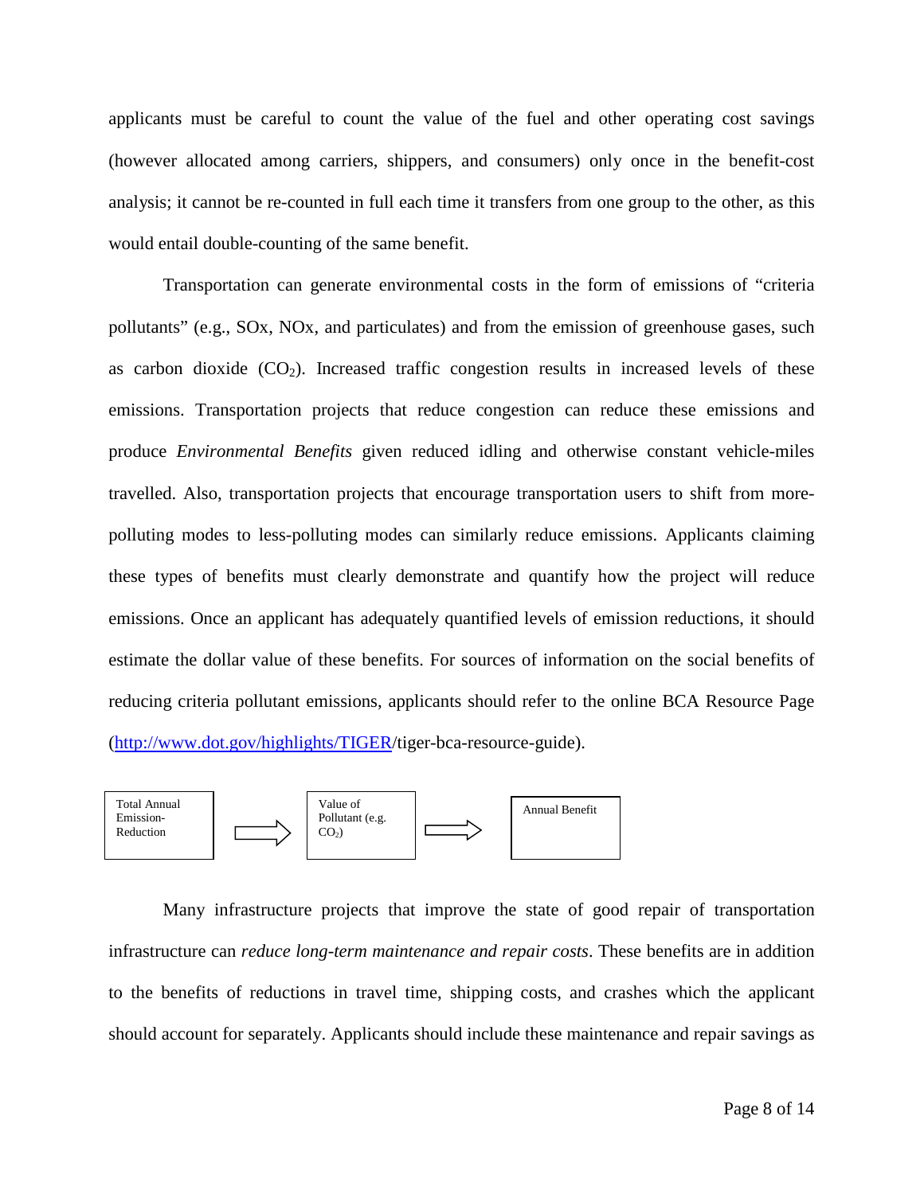applicants must be careful to count the value of the fuel and other operating cost savings (however allocated among carriers, shippers, and consumers) only once in the benefit-cost analysis; it cannot be re-counted in full each time it transfers from one group to the other, as this would entail double-counting of the same benefit.

Transportation can generate environmental costs in the form of emissions of "criteria pollutants" (e.g., SOx, NOx, and particulates) and from the emission of greenhouse gases, such as carbon dioxide ($CO_2$). Increased traffic congestion results in increased levels of these emissions. Transportation projects that reduce congestion can reduce these emissions and produce *Environmental Benefits* given reduced idling and otherwise constant vehicle-miles travelled. Also, transportation projects that encourage transportation users to shift from more-polluting modes to less-polluting modes can similarly reduce emissions. Applicants claiming these types of benefits must clearly demonstrate and quantify how the project will reduce emissions. Once an applicant has adequately quantified levels of emission reductions, it should estimate the dollar value of these benefits. For sources of information on the social benefits of reducing criteria pollutant emissions, applicants should refer to the online BCA Resource Page (http://www.dot.gov/highlights/TIGER/tiger-bca-resource-guide).

Total Annual Emission-Reduction ⇒ Value of Pollutant (e.g. $CO_2$) ⇒ Annual Benefit

Many infrastructure projects that improve the state of good repair of transportation infrastructure can *reduce long-term maintenance and repair costs*. These benefits are in addition to the benefits of reductions in travel time, shipping costs, and crashes which the applicant should account for separately. Applicants should include these maintenance and repair savings as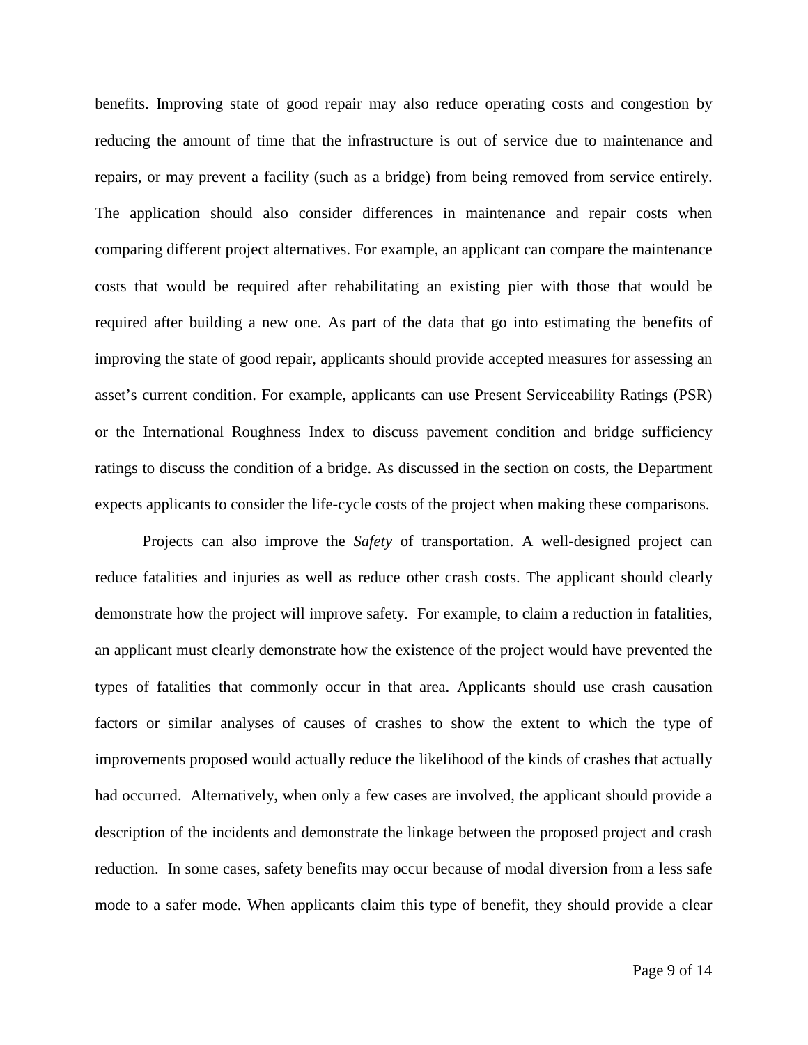benefits. Improving state of good repair may also reduce operating costs and congestion by reducing the amount of time that the infrastructure is out of service due to maintenance and repairs, or may prevent a facility (such as a bridge) from being removed from service entirely. The application should also consider differences in maintenance and repair costs when comparing different project alternatives. For example, an applicant can compare the maintenance costs that would be required after rehabilitating an existing pier with those that would be required after building a new one. As part of the data that go into estimating the benefits of improving the state of good repair, applicants should provide accepted measures for assessing an asset's current condition. For example, applicants can use Present Serviceability Ratings (PSR) or the International Roughness Index to discuss pavement condition and bridge sufficiency ratings to discuss the condition of a bridge. As discussed in the section on costs, the Department expects applicants to consider the life-cycle costs of the project when making these comparisons.

Projects can also improve the *Safety* of transportation. A well-designed project can reduce fatalities and injuries as well as reduce other crash costs. The applicant should clearly demonstrate how the project will improve safety. For example, to claim a reduction in fatalities, an applicant must clearly demonstrate how the existence of the project would have prevented the types of fatalities that commonly occur in that area. Applicants should use crash causation factors or similar analyses of causes of crashes to show the extent to which the type of improvements proposed would actually reduce the likelihood of the kinds of crashes that actually had occurred. Alternatively, when only a few cases are involved, the applicant should provide a description of the incidents and demonstrate the linkage between the proposed project and crash reduction. In some cases, safety benefits may occur because of modal diversion from a less safe mode to a safer mode. When applicants claim this type of benefit, they should provide a clear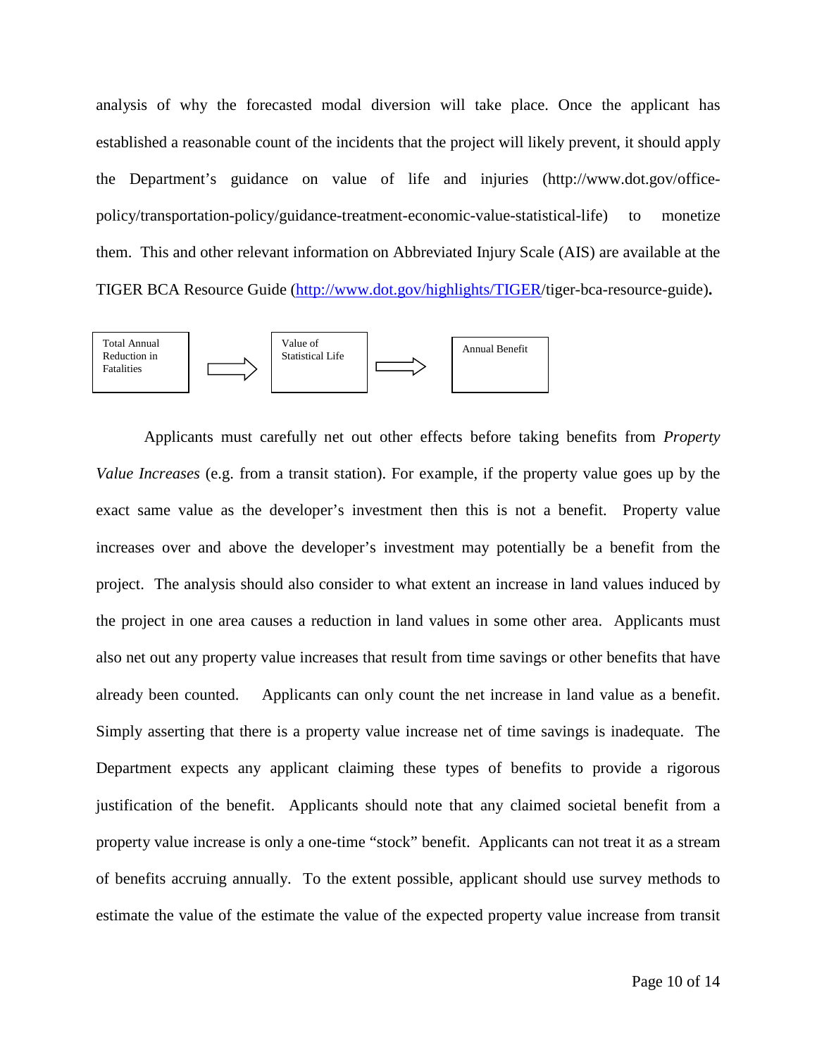analysis of why the forecasted modal diversion will take place. Once the applicant has established a reasonable count of the incidents that the project will likely prevent, it should apply the Department's guidance on value of life and injuries (http://www.dot.gov/office-policy/transportation-policy/guidance-treatment-economic-value-statistical-life) to monetize them. This and other relevant information on Abbreviated Injury Scale (AIS) are available at the TIGER BCA Resource Guide ([http://www.dot.gov/highlights/TIGER](http://www.dot.gov/highlights/TIGER)/tiger-bca-resource-guide).

Total Annual Reduction in Fatalities ⇨ Value of Statistical Life ⇨ Annual Benefit

Applicants must carefully net out other effects before taking benefits from *Property Value Increases* (e.g. from a transit station). For example, if the property value goes up by the exact same value as the developer's investment then this is not a benefit. Property value increases over and above the developer's investment may potentially be a benefit from the project. The analysis should also consider to what extent an increase in land values induced by the project in one area causes a reduction in land values in some other area. Applicants must also net out any property value increases that result from time savings or other benefits that have already been counted. Applicants can only count the net increase in land value as a benefit. Simply asserting that there is a property value increase net of time savings is inadequate. The Department expects any applicant claiming these types of benefits to provide a rigorous justification of the benefit. Applicants should note that any claimed societal benefit from a property value increase is only a one-time "stock" benefit. Applicants can not treat it as a stream of benefits accruing annually. To the extent possible, applicant should use survey methods to estimate the value of the estimate the value of the expected property value increase from transit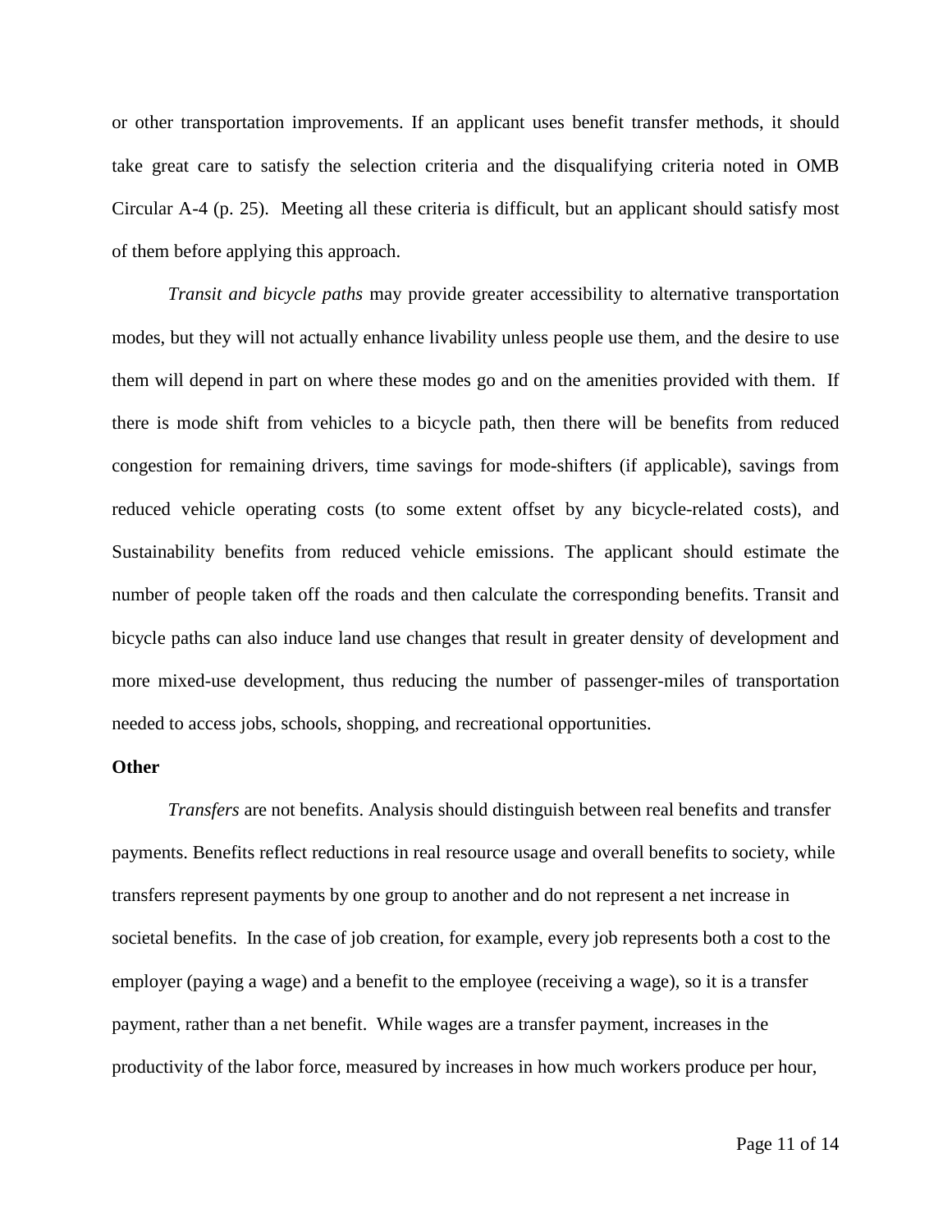or other transportation improvements. If an applicant uses benefit transfer methods, it should take great care to satisfy the selection criteria and the disqualifying criteria noted in OMB Circular A-4 (p. 25). Meeting all these criteria is difficult, but an applicant should satisfy most of them before applying this approach.

*Transit and bicycle paths* may provide greater accessibility to alternative transportation modes, but they will not actually enhance livability unless people use them, and the desire to use them will depend in part on where these modes go and on the amenities provided with them. If there is mode shift from vehicles to a bicycle path, then there will be benefits from reduced congestion for remaining drivers, time savings for mode-shifters (if applicable), savings from reduced vehicle operating costs (to some extent offset by any bicycle-related costs), and Sustainability benefits from reduced vehicle emissions. The applicant should estimate the number of people taken off the roads and then calculate the corresponding benefits. Transit and bicycle paths can also induce land use changes that result in greater density of development and more mixed-use development, thus reducing the number of passenger-miles of transportation needed to access jobs, schools, shopping, and recreational opportunities.

**Other**

*Transfers* are not benefits. Analysis should distinguish between real benefits and transfer payments. Benefits reflect reductions in real resource usage and overall benefits to society, while transfers represent payments by one group to another and do not represent a net increase in societal benefits. In the case of job creation, for example, every job represents both a cost to the employer (paying a wage) and a benefit to the employee (receiving a wage), so it is a transfer payment, rather than a net benefit. While wages are a transfer payment, increases in the productivity of the labor force, measured by increases in how much workers produce per hour,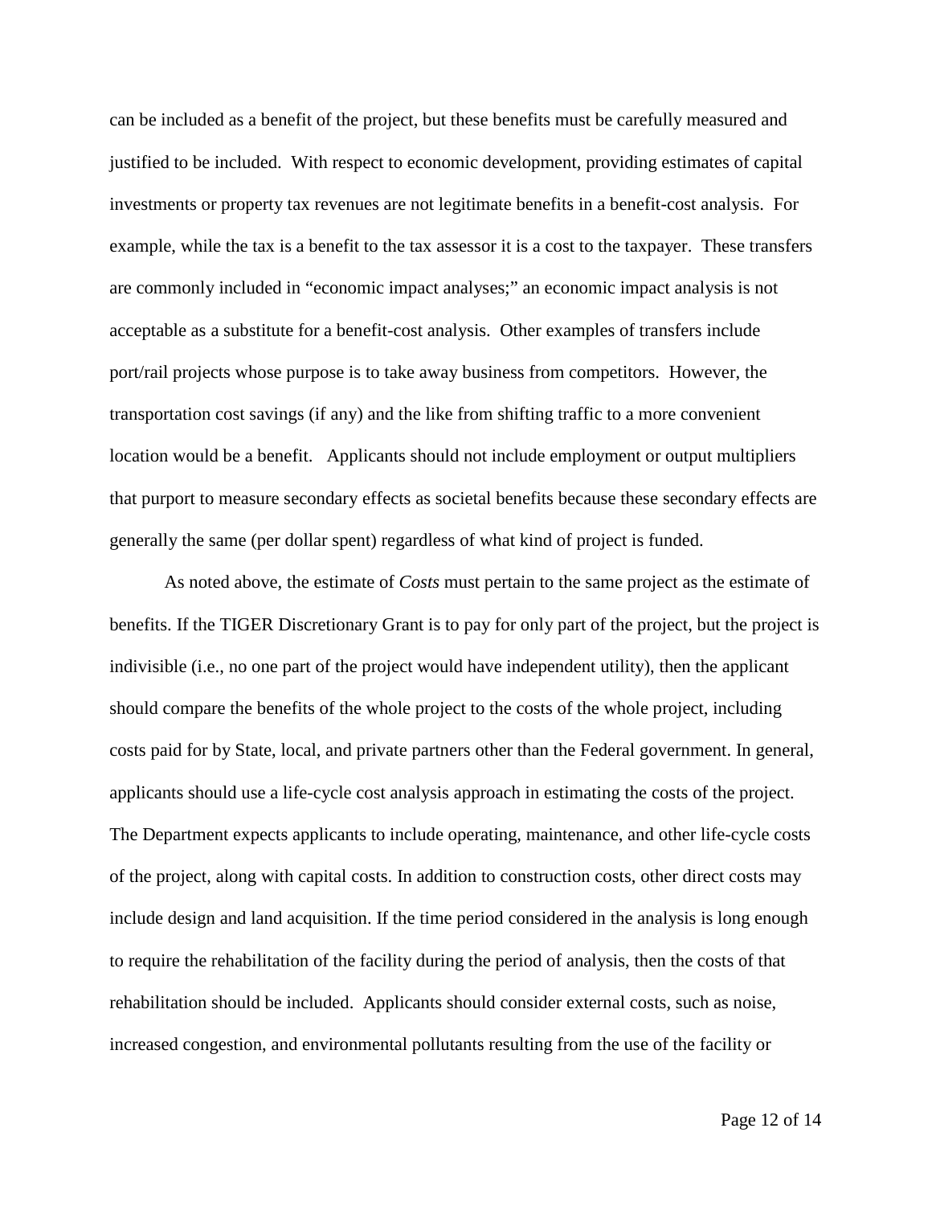can be included as a benefit of the project, but these benefits must be carefully measured and justified to be included. With respect to economic development, providing estimates of capital investments or property tax revenues are not legitimate benefits in a benefit-cost analysis. For example, while the tax is a benefit to the tax assessor it is a cost to the taxpayer. These transfers are commonly included in "economic impact analyses;" an economic impact analysis is not acceptable as a substitute for a benefit-cost analysis. Other examples of transfers include port/rail projects whose purpose is to take away business from competitors. However, the transportation cost savings (if any) and the like from shifting traffic to a more convenient location would be a benefit. Applicants should not include employment or output multipliers that purport to measure secondary effects as societal benefits because these secondary effects are generally the same (per dollar spent) regardless of what kind of project is funded.

As noted above, the estimate of *Costs* must pertain to the same project as the estimate of benefits. If the TIGER Discretionary Grant is to pay for only part of the project, but the project is indivisible (i.e., no one part of the project would have independent utility), then the applicant should compare the benefits of the whole project to the costs of the whole project, including costs paid for by State, local, and private partners other than the Federal government. In general, applicants should use a life-cycle cost analysis approach in estimating the costs of the project. The Department expects applicants to include operating, maintenance, and other life-cycle costs of the project, along with capital costs. In addition to construction costs, other direct costs may include design and land acquisition. If the time period considered in the analysis is long enough to require the rehabilitation of the facility during the period of analysis, then the costs of that rehabilitation should be included. Applicants should consider external costs, such as noise, increased congestion, and environmental pollutants resulting from the use of the facility or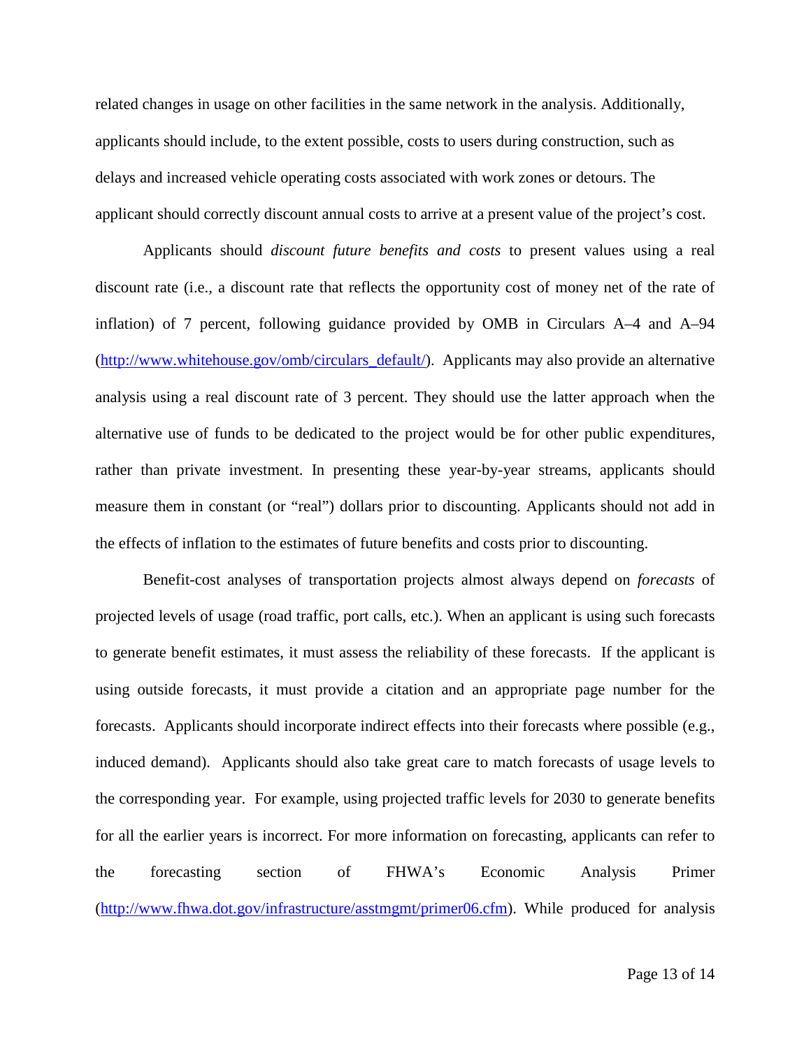related changes in usage on other facilities in the same network in the analysis. Additionally, applicants should include, to the extent possible, costs to users during construction, such as delays and increased vehicle operating costs associated with work zones or detours. The applicant should correctly discount annual costs to arrive at a present value of the project's cost.

Applicants should *discount future benefits and costs* to present values using a real discount rate (i.e., a discount rate that reflects the opportunity cost of money net of the rate of inflation) of 7 percent, following guidance provided by OMB in Circulars A–4 and A–94 (http://www.whitehouse.gov/omb/circulars_default/). Applicants may also provide an alternative analysis using a real discount rate of 3 percent. They should use the latter approach when the alternative use of funds to be dedicated to the project would be for other public expenditures, rather than private investment. In presenting these year-by-year streams, applicants should measure them in constant (or "real") dollars prior to discounting. Applicants should not add in the effects of inflation to the estimates of future benefits and costs prior to discounting.

Benefit-cost analyses of transportation projects almost always depend on *forecasts* of projected levels of usage (road traffic, port calls, etc.). When an applicant is using such forecasts to generate benefit estimates, it must assess the reliability of these forecasts. If the applicant is using outside forecasts, it must provide a citation and an appropriate page number for the forecasts. Applicants should incorporate indirect effects into their forecasts where possible (e.g., induced demand). Applicants should also take great care to match forecasts of usage levels to the corresponding year. For example, using projected traffic levels for 2030 to generate benefits for all the earlier years is incorrect. For more information on forecasting, applicants can refer to the forecasting section of FHWA's Economic Analysis Primer (http://www.fhwa.dot.gov/infrastructure/asstmgmt/primer06.cfm). While produced for analysis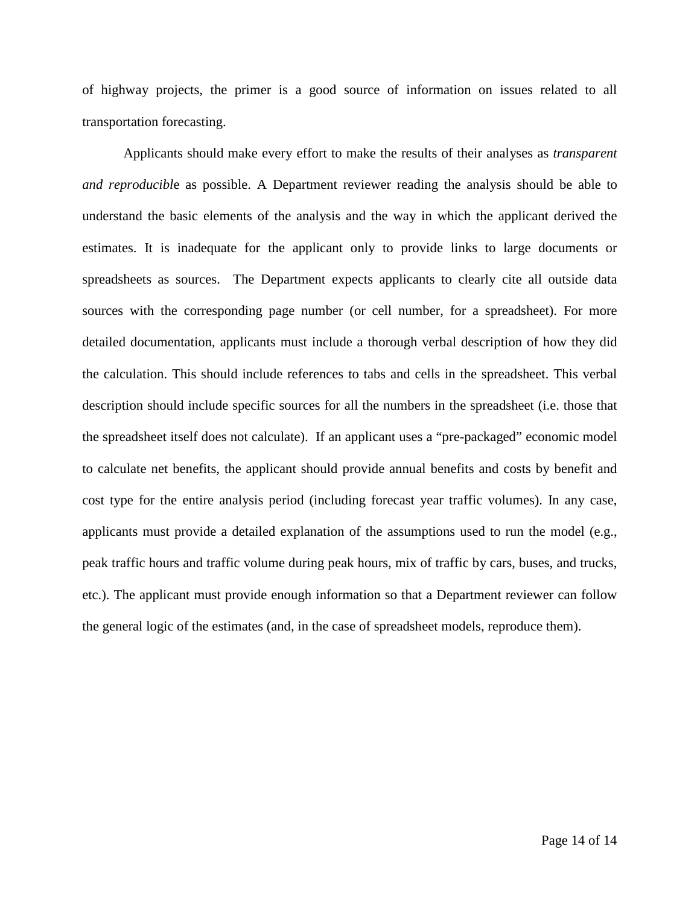of highway projects, the primer is a good source of information on issues related to all transportation forecasting.

Applicants should make every effort to make the results of their analyses as *transparent and reproducible* as possible. A Department reviewer reading the analysis should be able to understand the basic elements of the analysis and the way in which the applicant derived the estimates. It is inadequate for the applicant only to provide links to large documents or spreadsheets as sources. The Department expects applicants to clearly cite all outside data sources with the corresponding page number (or cell number, for a spreadsheet). For more detailed documentation, applicants must include a thorough verbal description of how they did the calculation. This should include references to tabs and cells in the spreadsheet. This verbal description should include specific sources for all the numbers in the spreadsheet (i.e. those that the spreadsheet itself does not calculate). If an applicant uses a "pre-packaged" economic model to calculate net benefits, the applicant should provide annual benefits and costs by benefit and cost type for the entire analysis period (including forecast year traffic volumes). In any case, applicants must provide a detailed explanation of the assumptions used to run the model (e.g., peak traffic hours and traffic volume during peak hours, mix of traffic by cars, buses, and trucks, etc.). The applicant must provide enough information so that a Department reviewer can follow the general logic of the estimates (and, in the case of spreadsheet models, reproduce them).